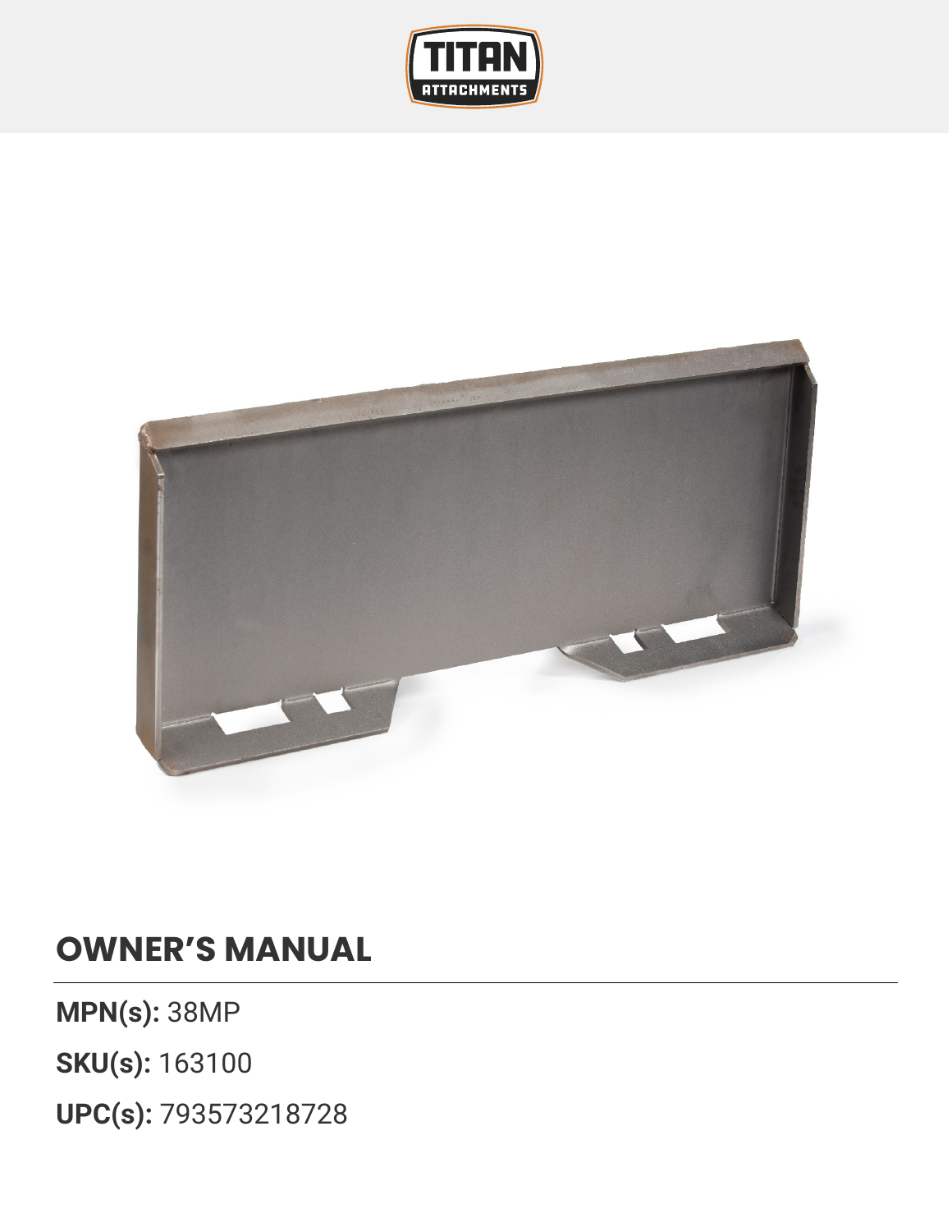# OWNER'S MANUAL

**MPN(s):** 38MP

**SKU(s):** 163100

**UPC(s):** 793573218728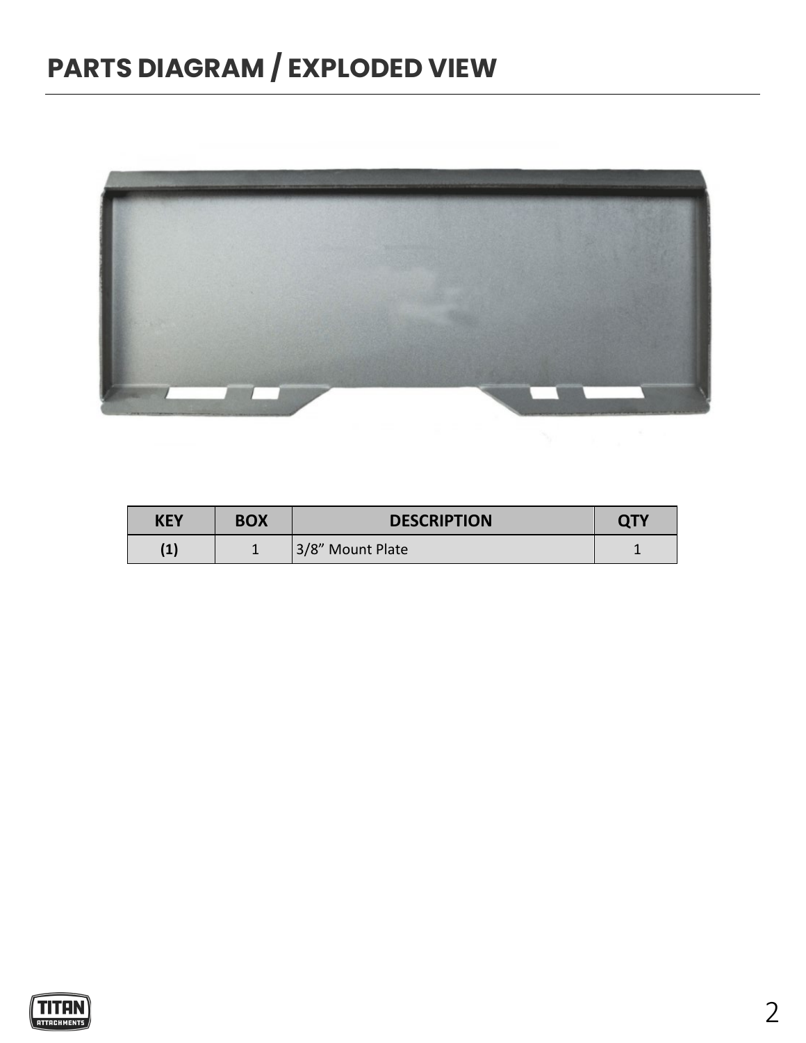# PARTS DIAGRAM / EXPLODED VIEW

| KEY | BOX | DESCRIPTION | QTY |
|---|---|---|---|
| (1) | 1 | 3/8” Mount Plate | 1 |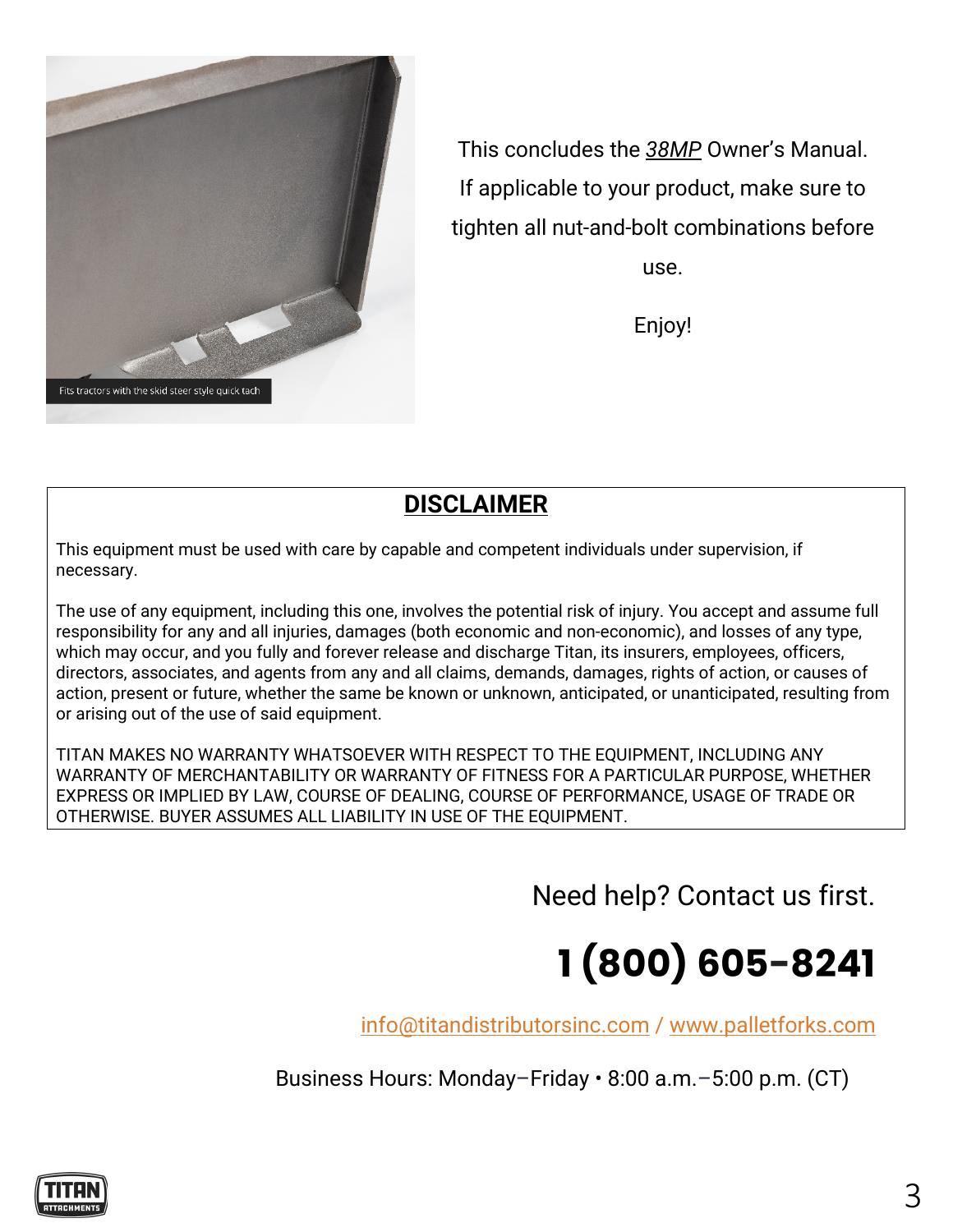This concludes the *38MP* Owner's Manual. If applicable to your product, make sure to tighten all nut-and-bolt combinations before use.

Enjoy!

## DISCLAIMER

This equipment must be used with care by capable and competent individuals under supervision, if necessary.

The use of any equipment, including this one, involves the potential risk of injury. You accept and assume full responsibility for any and all injuries, damages (both economic and non-economic), and losses of any type, which may occur, and you fully and forever release and discharge Titan, its insurers, employees, officers, directors, associates, and agents from any and all claims, demands, damages, rights of action, or causes of action, present or future, whether the same be known or unknown, anticipated, or unanticipated, resulting from or arising out of the use of said equipment.

TITAN MAKES NO WARRANTY WHATSOEVER WITH RESPECT TO THE EQUIPMENT, INCLUDING ANY WARRANTY OF MERCHANTABILITY OR WARRANTY OF FITNESS FOR A PARTICULAR PURPOSE, WHETHER EXPRESS OR IMPLIED BY LAW, COURSE OF DEALING, COURSE OF PERFORMANCE, USAGE OF TRADE OR OTHERWISE. BUYER ASSUMES ALL LIABILITY IN USE OF THE EQUIPMENT.

Need help? Contact us first.

**1 (800) 605-8241**

info@titandistributorsinc.com / www.palletforks.com

Business Hours: Monday–Friday • 8:00 a.m.–5:00 p.m. (CT)